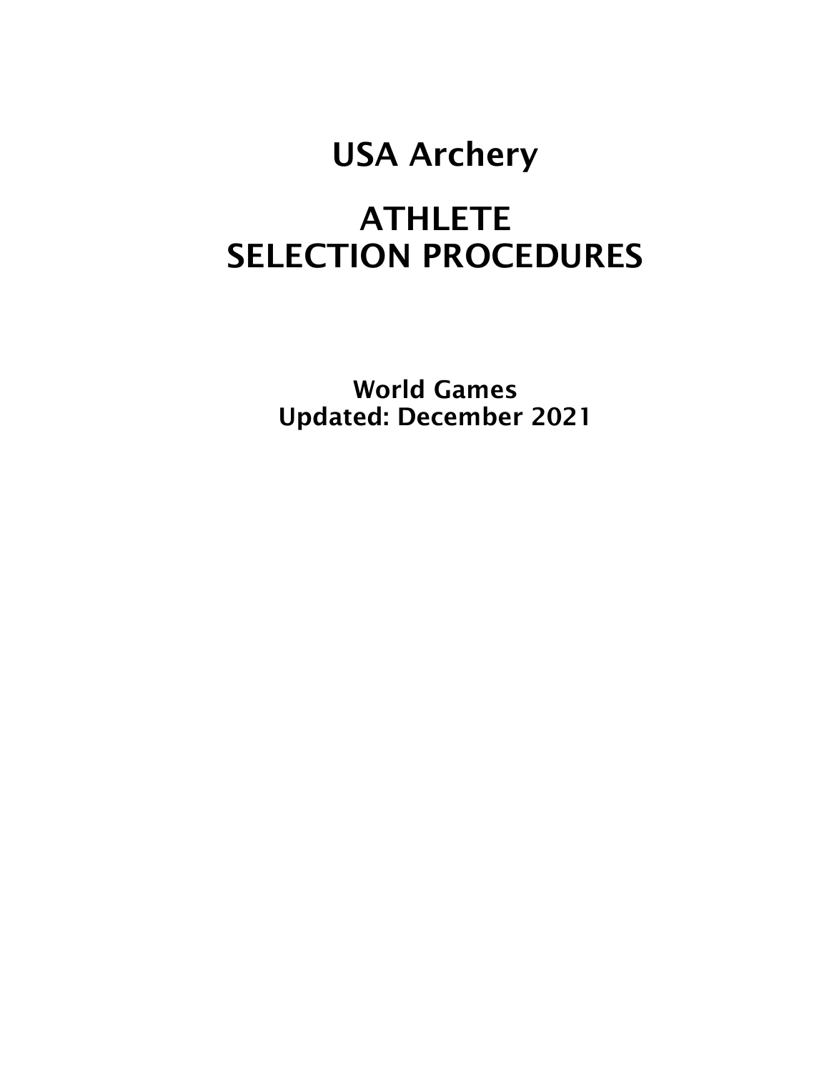# USA Archery

# ATHLETE SELECTION PROCEDURES

**World Games**
**Updated: December 2021**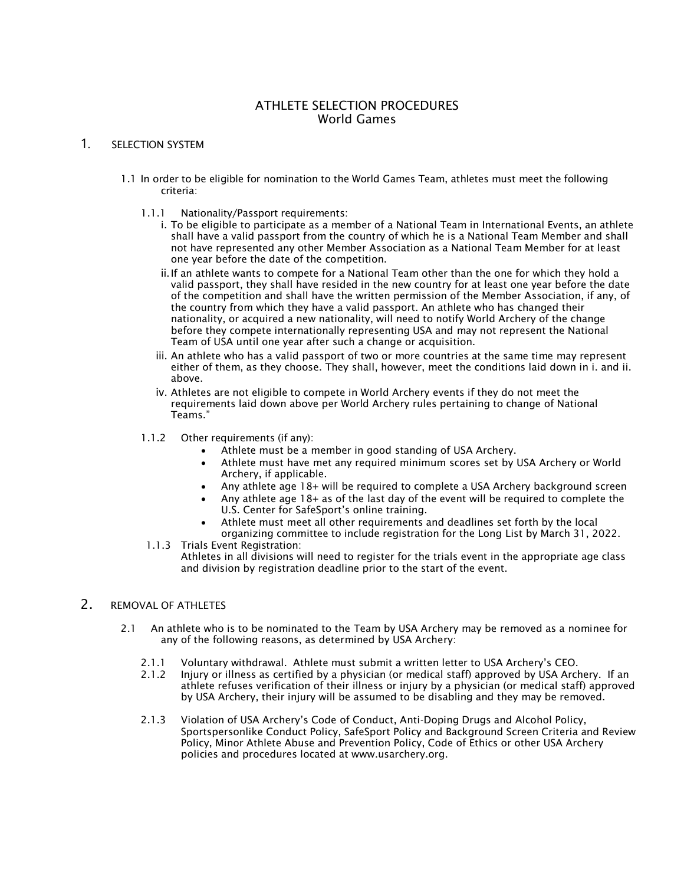# ATHLETE SELECTION PROCEDURES
## World Games

## 1. SELECTION SYSTEM

1.1 In order to be eligible for nomination to the World Games Team, athletes must meet the following criteria:

1.1.1 Nationality/Passport requirements:

i. To be eligible to participate as a member of a National Team in International Events, an athlete shall have a valid passport from the country of which he is a National Team Member and shall not have represented any other Member Association as a National Team Member for at least one year before the date of the competition.

ii. If an athlete wants to compete for a National Team other than the one for which they hold a valid passport, they shall have resided in the new country for at least one year before the date of the competition and shall have the written permission of the Member Association, if any, of the country from which they have a valid passport. An athlete who has changed their nationality, or acquired a new nationality, will need to notify World Archery of the change before they compete internationally representing USA and may not represent the National Team of USA until one year after such a change or acquisition.

iii. An athlete who has a valid passport of two or more countries at the same time may represent either of them, as they choose. They shall, however, meet the conditions laid down in i. and ii. above.

iv. Athletes are not eligible to compete in World Archery events if they do not meet the requirements laid down above per World Archery rules pertaining to change of National Teams."

1.1.2 Other requirements (if any):

- Athlete must be a member in good standing of USA Archery.
- Athlete must have met any required minimum scores set by USA Archery or World Archery, if applicable.
- Any athlete age 18+ will be required to complete a USA Archery background screen
- Any athlete age 18+ as of the last day of the event will be required to complete the U.S. Center for SafeSport's online training.
- Athlete must meet all other requirements and deadlines set forth by the local organizing committee to include registration for the Long List by March 31, 2022.

1.1.3 Trials Event Registration:
Athletes in all divisions will need to register for the trials event in the appropriate age class and division by registration deadline prior to the start of the event.

## 2. REMOVAL OF ATHLETES

2.1 An athlete who is to be nominated to the Team by USA Archery may be removed as a nominee for any of the following reasons, as determined by USA Archery:

2.1.1 Voluntary withdrawal. Athlete must submit a written letter to USA Archery's CEO.

2.1.2 Injury or illness as certified by a physician (or medical staff) approved by USA Archery. If an athlete refuses verification of their illness or injury by a physician (or medical staff) approved by USA Archery, their injury will be assumed to be disabling and they may be removed.

2.1.3 Violation of USA Archery's Code of Conduct, Anti-Doping Drugs and Alcohol Policy, Sportspersonlike Conduct Policy, SafeSport Policy and Background Screen Criteria and Review Policy, Minor Athlete Abuse and Prevention Policy, Code of Ethics or other USA Archery policies and procedures located at www.usarchery.org.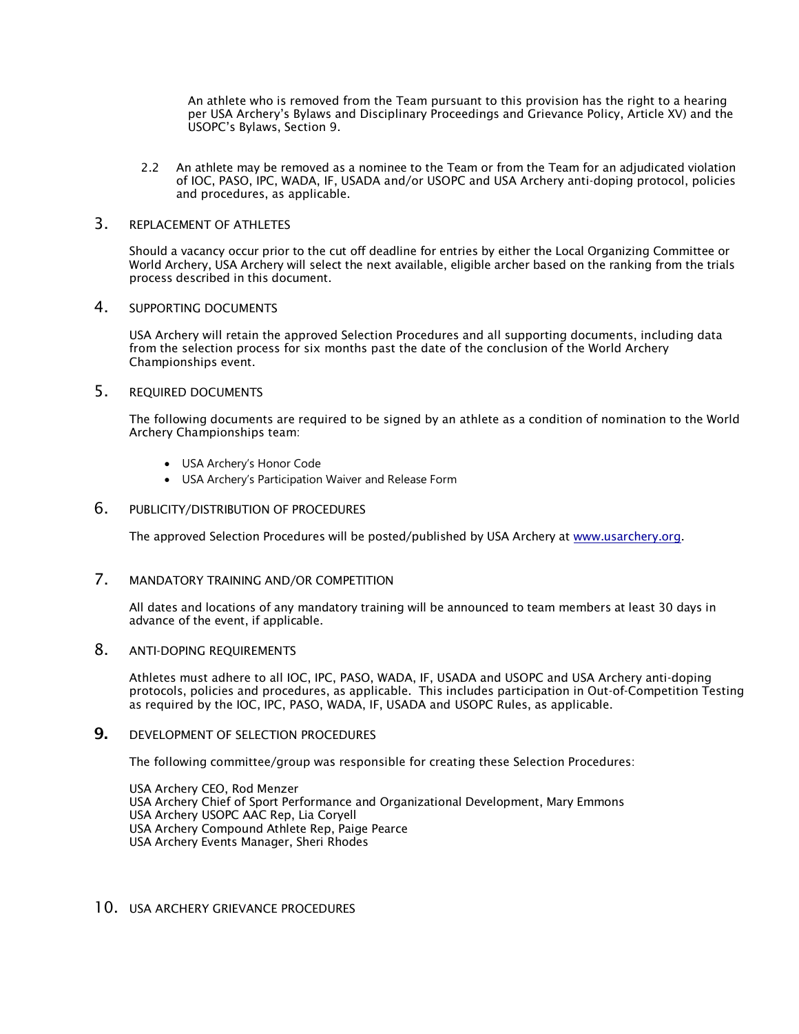An athlete who is removed from the Team pursuant to this provision has the right to a hearing per USA Archery's Bylaws and Disciplinary Proceedings and Grievance Policy, Article XV) and the USOPC's Bylaws, Section 9.

2.2 An athlete may be removed as a nominee to the Team or from the Team for an adjudicated violation of IOC, PASO, IPC, WADA, IF, USADA and/or USOPC and USA Archery anti-doping protocol, policies and procedures, as applicable.

## 3. REPLACEMENT OF ATHLETES

Should a vacancy occur prior to the cut off deadline for entries by either the Local Organizing Committee or World Archery, USA Archery will select the next available, eligible archer based on the ranking from the trials process described in this document.

## 4. SUPPORTING DOCUMENTS

USA Archery will retain the approved Selection Procedures and all supporting documents, including data from the selection process for six months past the date of the conclusion of the World Archery Championships event.

## 5. REQUIRED DOCUMENTS

The following documents are required to be signed by an athlete as a condition of nomination to the World Archery Championships team:

- USA Archery's Honor Code
- USA Archery's Participation Waiver and Release Form

## 6. PUBLICITY/DISTRIBUTION OF PROCEDURES

The approved Selection Procedures will be posted/published by USA Archery at www.usarchery.org.

## 7. MANDATORY TRAINING AND/OR COMPETITION

All dates and locations of any mandatory training will be announced to team members at least 30 days in advance of the event, if applicable.

## 8. ANTI-DOPING REQUIREMENTS

Athletes must adhere to all IOC, IPC, PASO, WADA, IF, USADA and USOPC and USA Archery anti-doping protocols, policies and procedures, as applicable. This includes participation in Out-of-Competition Testing as required by the IOC, IPC, PASO, WADA, IF, USADA and USOPC Rules, as applicable.

## 9. DEVELOPMENT OF SELECTION PROCEDURES

The following committee/group was responsible for creating these Selection Procedures:

USA Archery CEO, Rod Menzer
USA Archery Chief of Sport Performance and Organizational Development, Mary Emmons
USA Archery USOPC AAC Rep, Lia Coryell
USA Archery Compound Athlete Rep, Paige Pearce
USA Archery Events Manager, Sheri Rhodes

## 10. USA ARCHERY GRIEVANCE PROCEDURES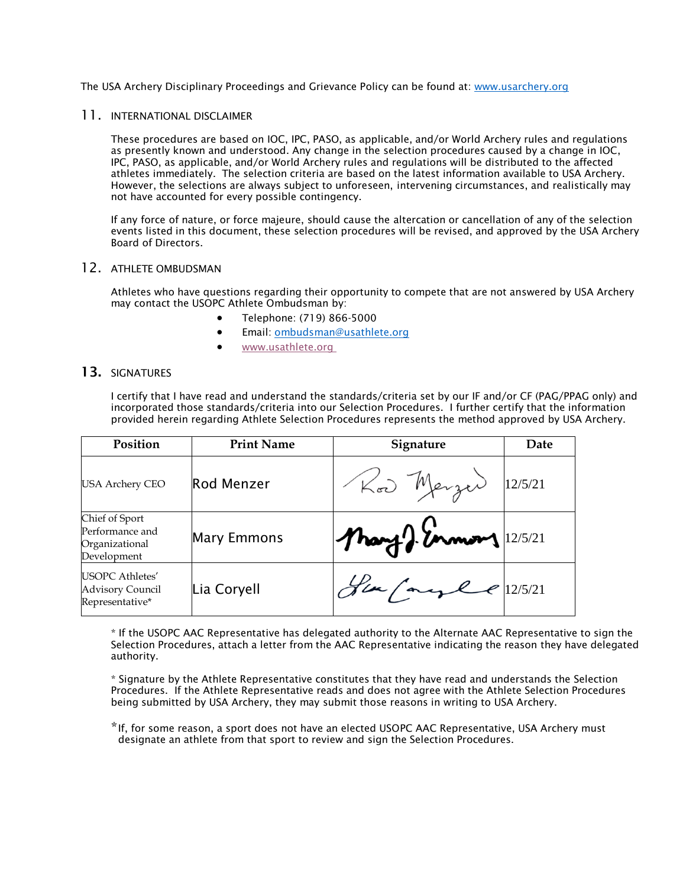The USA Archery Disciplinary Proceedings and Grievance Policy can be found at: www.usarchery.org

## 11. INTERNATIONAL DISCLAIMER

These procedures are based on IOC, IPC, PASO, as applicable, and/or World Archery rules and regulations as presently known and understood. Any change in the selection procedures caused by a change in IOC, IPC, PASO, as applicable, and/or World Archery rules and regulations will be distributed to the affected athletes immediately. The selection criteria are based on the latest information available to USA Archery. However, the selections are always subject to unforeseen, intervening circumstances, and realistically may not have accounted for every possible contingency.

If any force of nature, or force majeure, should cause the altercation or cancellation of any of the selection events listed in this document, these selection procedures will be revised, and approved by the USA Archery Board of Directors.

## 12. ATHLETE OMBUDSMAN

Athletes who have questions regarding their opportunity to compete that are not answered by USA Archery may contact the USOPC Athlete Ombudsman by:

- Telephone: (719) 866-5000
- Email: ombudsman@usathlete.org
- www.usathlete.org

## 13. SIGNATURES

I certify that I have read and understand the standards/criteria set by our IF and/or CF (PAG/PPAG only) and incorporated those standards/criteria into our Selection Procedures. I further certify that the information provided herein regarding Athlete Selection Procedures represents the method approved by USA Archery.

| Position | Print Name | Signature | Date |
|---|---|---|---|
| USA Archery CEO | Rod Menzer | Rod Menzer | 12/5/21 |
| Chief of Sport Performance and Organizational Development | Mary Emmons | Mary J. Emmons | 12/5/21 |
| USOPC Athletes' Advisory Council Representative* | Lia Coryell | Lia Coryell | 12/5/21 |

\* If the USOPC AAC Representative has delegated authority to the Alternate AAC Representative to sign the Selection Procedures, attach a letter from the AAC Representative indicating the reason they have delegated authority.

\* Signature by the Athlete Representative constitutes that they have read and understands the Selection Procedures. If the Athlete Representative reads and does not agree with the Athlete Selection Procedures being submitted by USA Archery, they may submit those reasons in writing to USA Archery.

\*If, for some reason, a sport does not have an elected USOPC AAC Representative, USA Archery must designate an athlete from that sport to review and sign the Selection Procedures.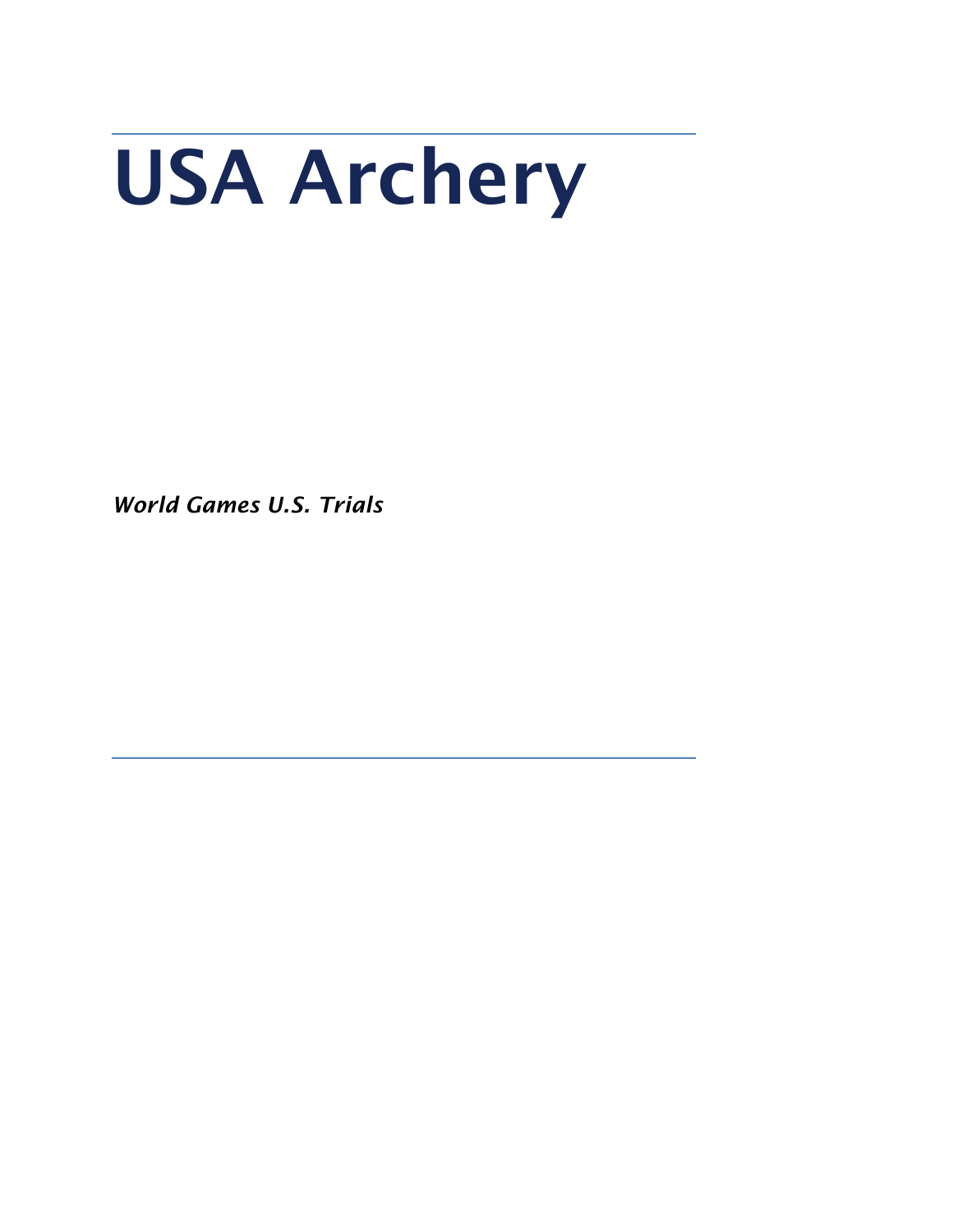# USA Archery

*World Games U.S. Trials*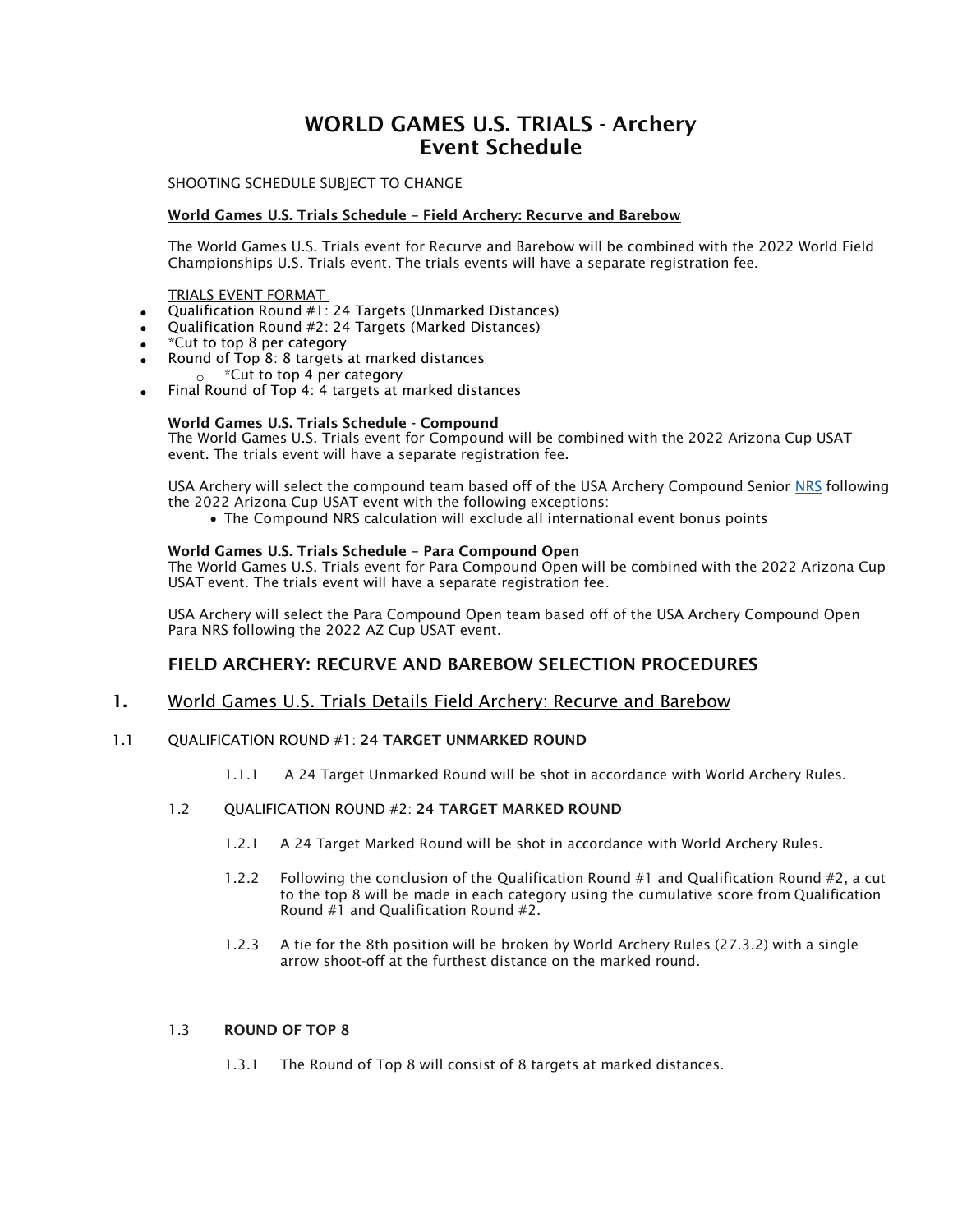# WORLD GAMES U.S. TRIALS - Archery
# Event Schedule

SHOOTING SCHEDULE SUBJECT TO CHANGE

**World Games U.S. Trials Schedule – Field Archery: Recurve and Barebow**

The World Games U.S. Trials event for Recurve and Barebow will be combined with the 2022 World Field Championships U.S. Trials event. The trials events will have a separate registration fee.

TRIALS EVENT FORMAT

- Qualification Round #1: 24 Targets (Unmarked Distances)
- Qualification Round #2: 24 Targets (Marked Distances)
- *Cut to top 8 per category
- Round of Top 8: 8 targets at marked distances
  - *Cut to top 4 per category
- Final Round of Top 4: 4 targets at marked distances

**World Games U.S. Trials Schedule - Compound**

The World Games U.S. Trials event for Compound will be combined with the 2022 Arizona Cup USAT event. The trials event will have a separate registration fee.

USA Archery will select the compound team based off of the USA Archery Compound Senior NRS following the 2022 Arizona Cup USAT event with the following exceptions:

- The Compound NRS calculation will exclude all international event bonus points

**World Games U.S. Trials Schedule – Para Compound Open**

The World Games U.S. Trials event for Para Compound Open will be combined with the 2022 Arizona Cup USAT event. The trials event will have a separate registration fee.

USA Archery will select the Para Compound Open team based off of the USA Archery Compound Open Para NRS following the 2022 AZ Cup USAT event.

## FIELD ARCHERY: RECURVE AND BAREBOW SELECTION PROCEDURES

## 1. World Games U.S. Trials Details Field Archery: Recurve and Barebow

### 1.1 QUALIFICATION ROUND #1: **24 TARGET UNMARKED ROUND**

1.1.1 A 24 Target Unmarked Round will be shot in accordance with World Archery Rules.

### 1.2 QUALIFICATION ROUND #2: **24 TARGET MARKED ROUND**

1.2.1 A 24 Target Marked Round will be shot in accordance with World Archery Rules.

1.2.2 Following the conclusion of the Qualification Round #1 and Qualification Round #2, a cut to the top 8 will be made in each category using the cumulative score from Qualification Round #1 and Qualification Round #2.

1.2.3 A tie for the 8th position will be broken by World Archery Rules (27.3.2) with a single arrow shoot-off at the furthest distance on the marked round.

### 1.3 **ROUND OF TOP 8**

1.3.1 The Round of Top 8 will consist of 8 targets at marked distances.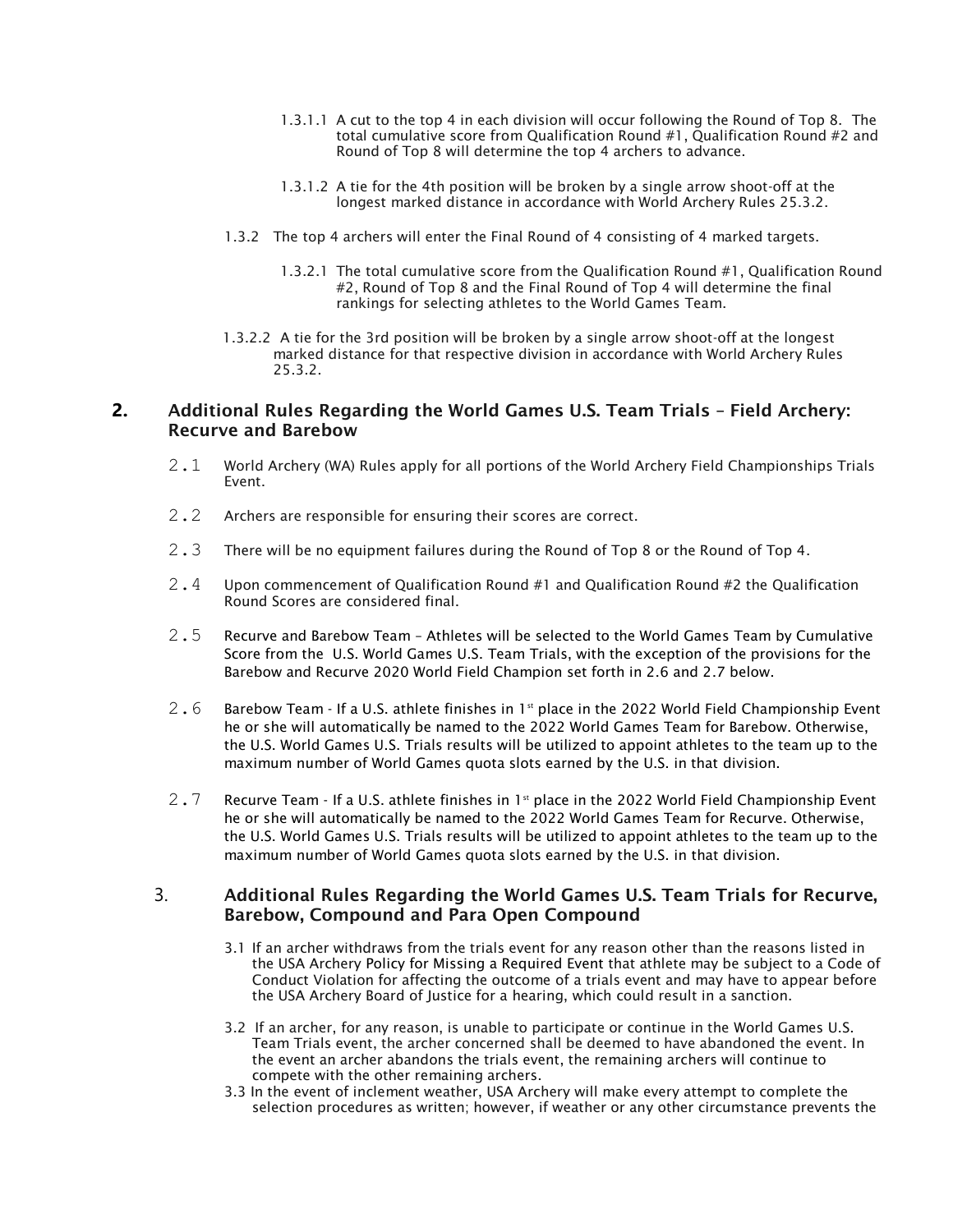1.3.1.1 A cut to the top 4 in each division will occur following the Round of Top 8. The total cumulative score from Qualification Round #1, Qualification Round #2 and Round of Top 8 will determine the top 4 archers to advance.

1.3.1.2 A tie for the 4th position will be broken by a single arrow shoot-off at the longest marked distance in accordance with World Archery Rules 25.3.2.

1.3.2 The top 4 archers will enter the Final Round of 4 consisting of 4 marked targets.

1.3.2.1 The total cumulative score from the Qualification Round #1, Qualification Round #2, Round of Top 8 and the Final Round of Top 4 will determine the final rankings for selecting athletes to the World Games Team.

1.3.2.2 A tie for the 3rd position will be broken by a single arrow shoot-off at the longest marked distance for that respective division in accordance with World Archery Rules 25.3.2.

## 2. Additional Rules Regarding the World Games U.S. Team Trials – Field Archery: Recurve and Barebow

2.1 World Archery (WA) Rules apply for all portions of the World Archery Field Championships Trials Event.

2.2 Archers are responsible for ensuring their scores are correct.

2.3 There will be no equipment failures during the Round of Top 8 or the Round of Top 4.

2.4 Upon commencement of Qualification Round #1 and Qualification Round #2 the Qualification Round Scores are considered final.

2.5 Recurve and Barebow Team – Athletes will be selected to the World Games Team by Cumulative Score from the U.S. World Games U.S. Team Trials, with the exception of the provisions for the Barebow and Recurve 2020 World Field Champion set forth in 2.6 and 2.7 below.

2.6 Barebow Team - If a U.S. athlete finishes in 1st place in the 2022 World Field Championship Event he or she will automatically be named to the 2022 World Games Team for Barebow. Otherwise, the U.S. World Games U.S. Trials results will be utilized to appoint athletes to the team up to the maximum number of World Games quota slots earned by the U.S. in that division.

2.7 Recurve Team - If a U.S. athlete finishes in 1st place in the 2022 World Field Championship Event he or she will automatically be named to the 2022 World Games Team for Recurve. Otherwise, the U.S. World Games U.S. Trials results will be utilized to appoint athletes to the team up to the maximum number of World Games quota slots earned by the U.S. in that division.

## 3. Additional Rules Regarding the World Games U.S. Team Trials for Recurve, Barebow, Compound and Para Open Compound

3.1 If an archer withdraws from the trials event for any reason other than the reasons listed in the USA Archery Policy for Missing a Required Event that athlete may be subject to a Code of Conduct Violation for affecting the outcome of a trials event and may have to appear before the USA Archery Board of Justice for a hearing, which could result in a sanction.

3.2 If an archer, for any reason, is unable to participate or continue in the World Games U.S. Team Trials event, the archer concerned shall be deemed to have abandoned the event. In the event an archer abandons the trials event, the remaining archers will continue to compete with the other remaining archers.

3.3 In the event of inclement weather, USA Archery will make every attempt to complete the selection procedures as written; however, if weather or any other circumstance prevents the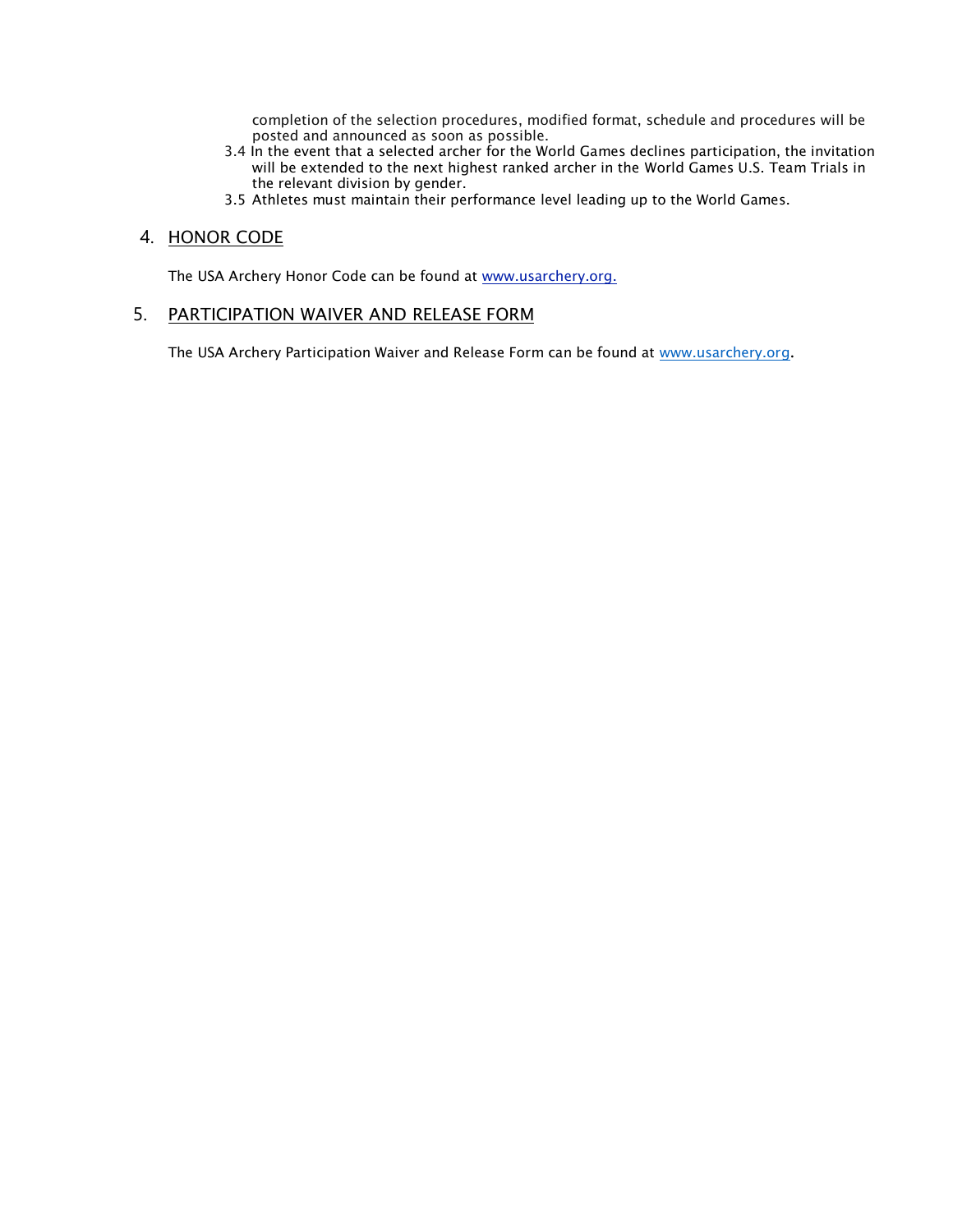completion of the selection procedures, modified format, schedule and procedures will be posted and announced as soon as possible.

3.4 In the event that a selected archer for the World Games declines participation, the invitation will be extended to the next highest ranked archer in the World Games U.S. Team Trials in the relevant division by gender.

3.5 Athletes must maintain their performance level leading up to the World Games.

## 4. HONOR CODE

The USA Archery Honor Code can be found at www.usarchery.org.

## 5. PARTICIPATION WAIVER AND RELEASE FORM

The USA Archery Participation Waiver and Release Form can be found at www.usarchery.org.